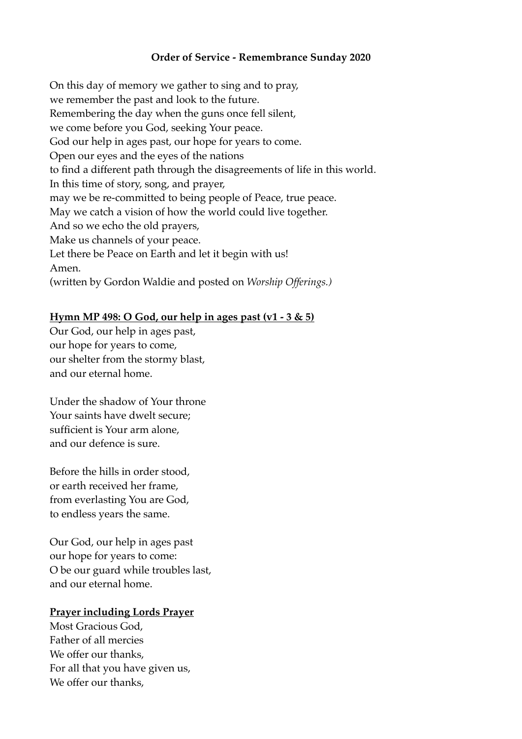**Order of Service - Remembrance Sunday 2020**

On this day of memory we gather to sing and to pray,  
we remember the past and look to the future.  
Remembering the day when the guns once fell silent,  
we come before you God, seeking Your peace.  
God our help in ages past, our hope for years to come.  
Open our eyes and the eyes of the nations  
to find a different path through the disagreements of life in this world.  
In this time of story, song, and prayer,  
may we be re-committed to being people of Peace, true peace.  
May we catch a vision of how the world could live together.  
And so we echo the old prayers,  
Make us channels of your peace.  
Let there be Peace on Earth and let it begin with us!  
Amen.  
(written by Gordon Waldie and posted on *Worship Offerings.)*

**Hymn MP 498: O God, our help in ages past (v1 - 3 & 5)**

Our God, our help in ages past,  
our hope for years to come,  
our shelter from the stormy blast,  
and our eternal home.

Under the shadow of Your throne  
Your saints have dwelt secure;  
sufficient is Your arm alone,  
and our defence is sure.

Before the hills in order stood,  
or earth received her frame,  
from everlasting You are God,  
to endless years the same.

Our God, our help in ages past  
our hope for years to come:  
O be our guard while troubles last,  
and our eternal home.

**Prayer including Lords Prayer**

Most Gracious God,  
Father of all mercies  
We offer our thanks,  
For all that you have given us,  
We offer our thanks,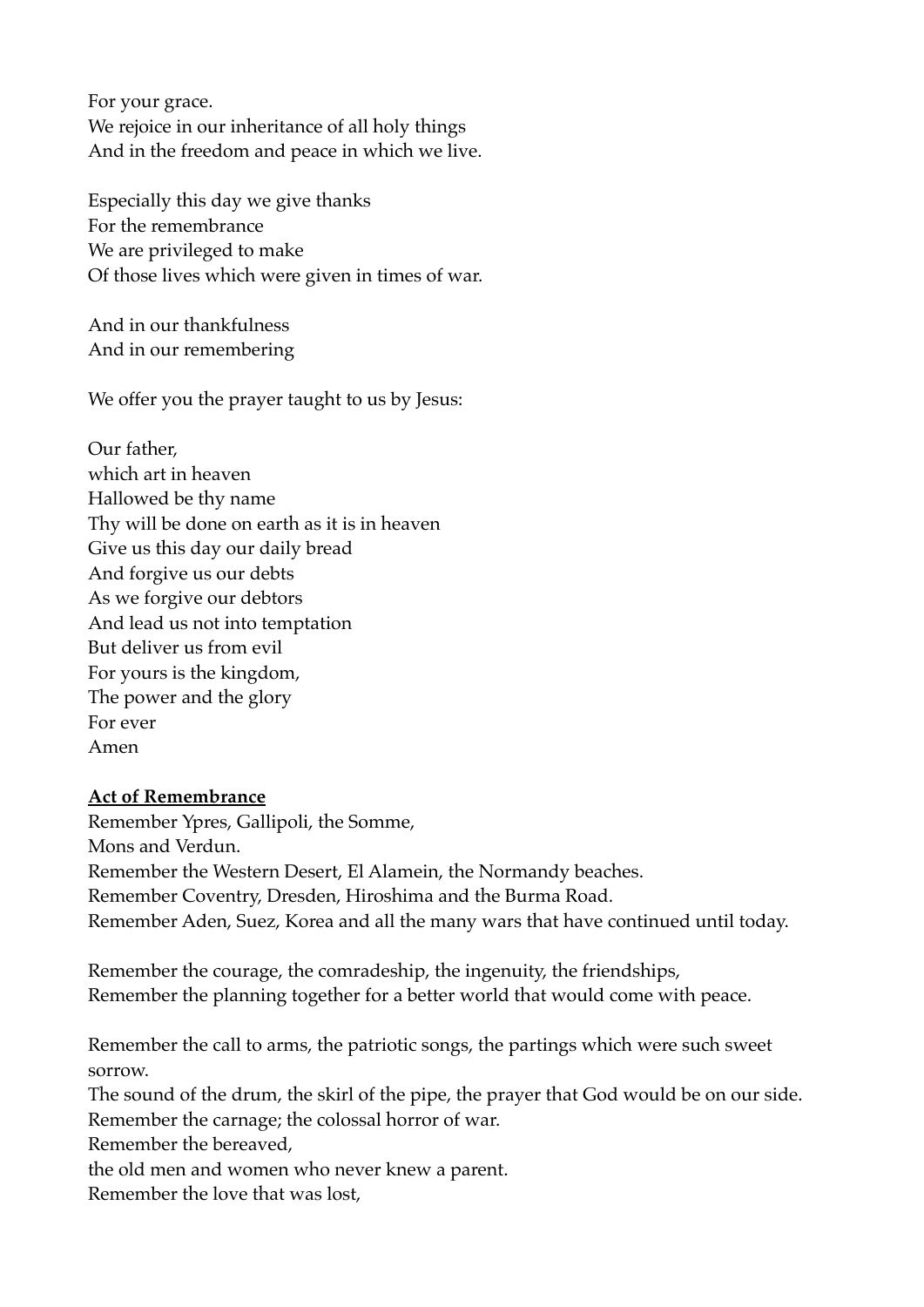For your grace.
We rejoice in our inheritance of all holy things
And in the freedom and peace in which we live.

Especially this day we give thanks
For the remembrance
We are privileged to make
Of those lives which were given in times of war.

And in our thankfulness
And in our remembering

We offer you the prayer taught to us by Jesus:

Our father,
which art in heaven
Hallowed be thy name
Thy will be done on earth as it is in heaven
Give us this day our daily bread
And forgive us our debts
As we forgive our debtors
And lead us not into temptation
But deliver us from evil
For yours is the kingdom,
The power and the glory
For ever
Amen

**Act of Remembrance**

Remember Ypres, Gallipoli, the Somme,
Mons and Verdun.
Remember the Western Desert, El Alamein, the Normandy beaches.
Remember Coventry, Dresden, Hiroshima and the Burma Road.
Remember Aden, Suez, Korea and all the many wars that have continued until today.

Remember the courage, the comradeship, the ingenuity, the friendships,
Remember the planning together for a better world that would come with peace.

Remember the call to arms, the patriotic songs, the partings which were such sweet sorrow.
The sound of the drum, the skirl of the pipe, the prayer that God would be on our side.
Remember the carnage; the colossal horror of war.
Remember the bereaved,
the old men and women who never knew a parent.
Remember the love that was lost,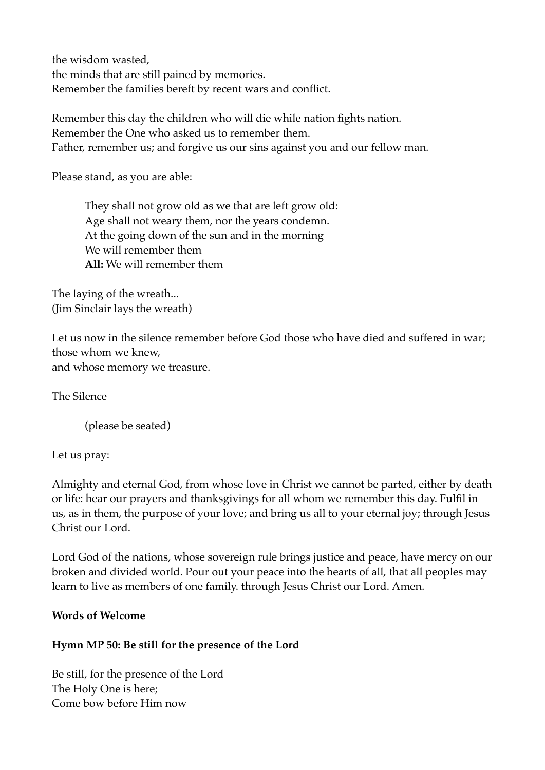the wisdom wasted,
the minds that are still pained by memories.
Remember the families bereft by recent wars and conflict.

Remember this day the children who will die while nation fights nation.
Remember the One who asked us to remember them.
Father, remember us; and forgive us our sins against you and our fellow man.

Please stand, as you are able:

> They shall not grow old as we that are left grow old:
> Age shall not weary them, nor the years condemn.
> At the going down of the sun and in the morning
> We will remember them
> **All:** We will remember them

The laying of the wreath...
(Jim Sinclair lays the wreath)

Let us now in the silence remember before God those who have died and suffered in war; those whom we knew,
and whose memory we treasure.

The Silence

> (please be seated)

Let us pray:

Almighty and eternal God, from whose love in Christ we cannot be parted, either by death or life: hear our prayers and thanksgivings for all whom we remember this day. Fulfil in us, as in them, the purpose of your love; and bring us all to your eternal joy; through Jesus Christ our Lord.

Lord God of the nations, whose sovereign rule brings justice and peace, have mercy on our broken and divided world. Pour out your peace into the hearts of all, that all peoples may learn to live as members of one family. through Jesus Christ our Lord. Amen.

**Words of Welcome**

**Hymn MP 50: Be still for the presence of the Lord**

Be still, for the presence of the Lord
The Holy One is here;
Come bow before Him now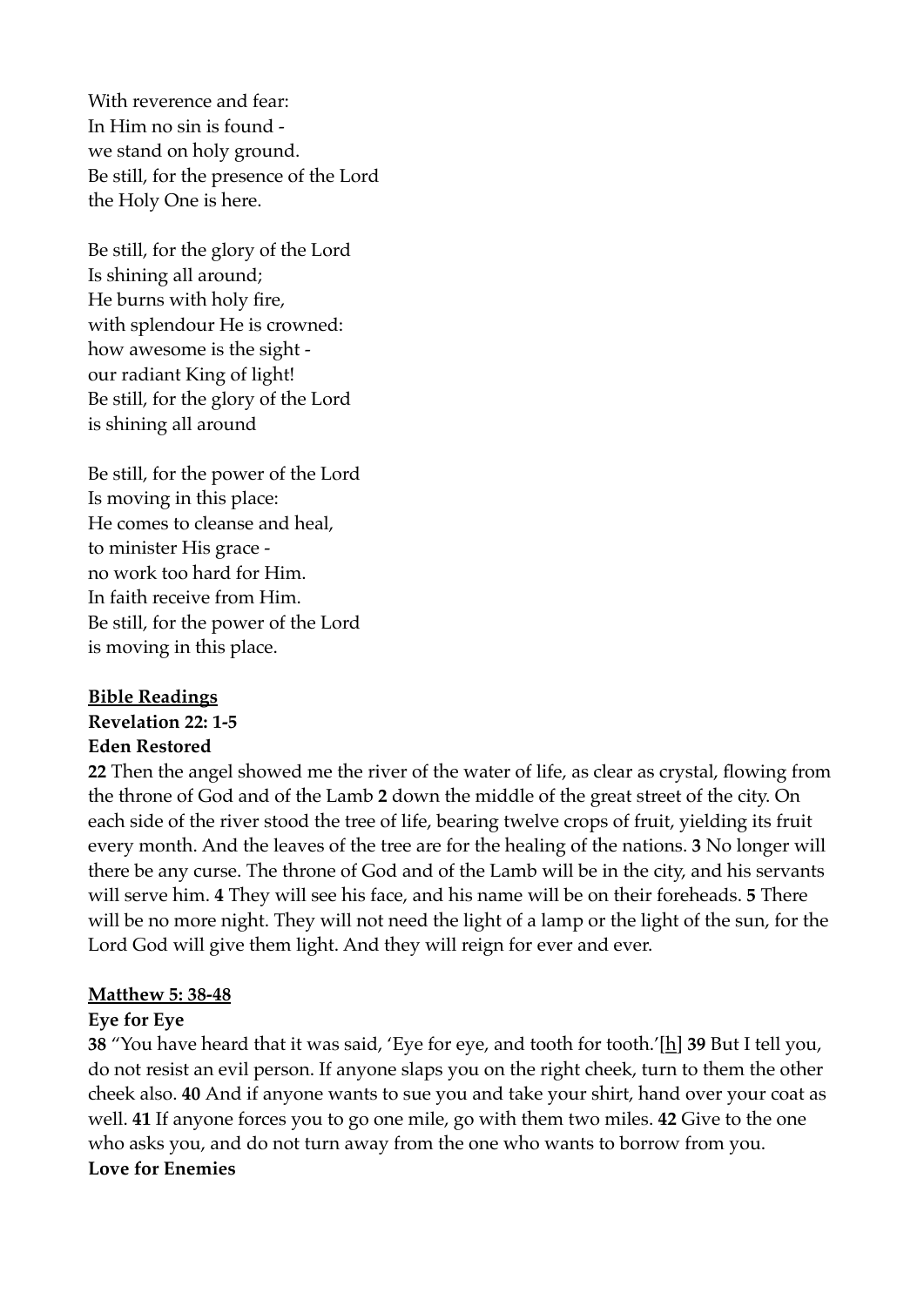With reverence and fear:
In Him no sin is found -
we stand on holy ground.
Be still, for the presence of the Lord
the Holy One is here.

Be still, for the glory of the Lord
Is shining all around;
He burns with holy fire,
with splendour He is crowned:
how awesome is the sight -
our radiant King of light!
Be still, for the glory of the Lord
is shining all around

Be still, for the power of the Lord
Is moving in this place:
He comes to cleanse and heal,
to minister His grace -
no work too hard for Him.
In faith receive from Him.
Be still, for the power of the Lord
is moving in this place.

**Bible Readings**

**Revelation 22: 1-5**

**Eden Restored**

**22** Then the angel showed me the river of the water of life, as clear as crystal, flowing from the throne of God and of the Lamb **2** down the middle of the great street of the city. On each side of the river stood the tree of life, bearing twelve crops of fruit, yielding its fruit every month. And the leaves of the tree are for the healing of the nations. **3** No longer will there be any curse. The throne of God and of the Lamb will be in the city, and his servants will serve him. **4** They will see his face, and his name will be on their foreheads. **5** There will be no more night. They will not need the light of a lamp or the light of the sun, for the Lord God will give them light. And they will reign for ever and ever.

**Matthew 5: 38-48**

**Eye for Eye**

**38** "You have heard that it was said, 'Eye for eye, and tooth for tooth.'[h] **39** But I tell you, do not resist an evil person. If anyone slaps you on the right cheek, turn to them the other cheek also. **40** And if anyone wants to sue you and take your shirt, hand over your coat as well. **41** If anyone forces you to go one mile, go with them two miles. **42** Give to the one who asks you, and do not turn away from the one who wants to borrow from you.

**Love for Enemies**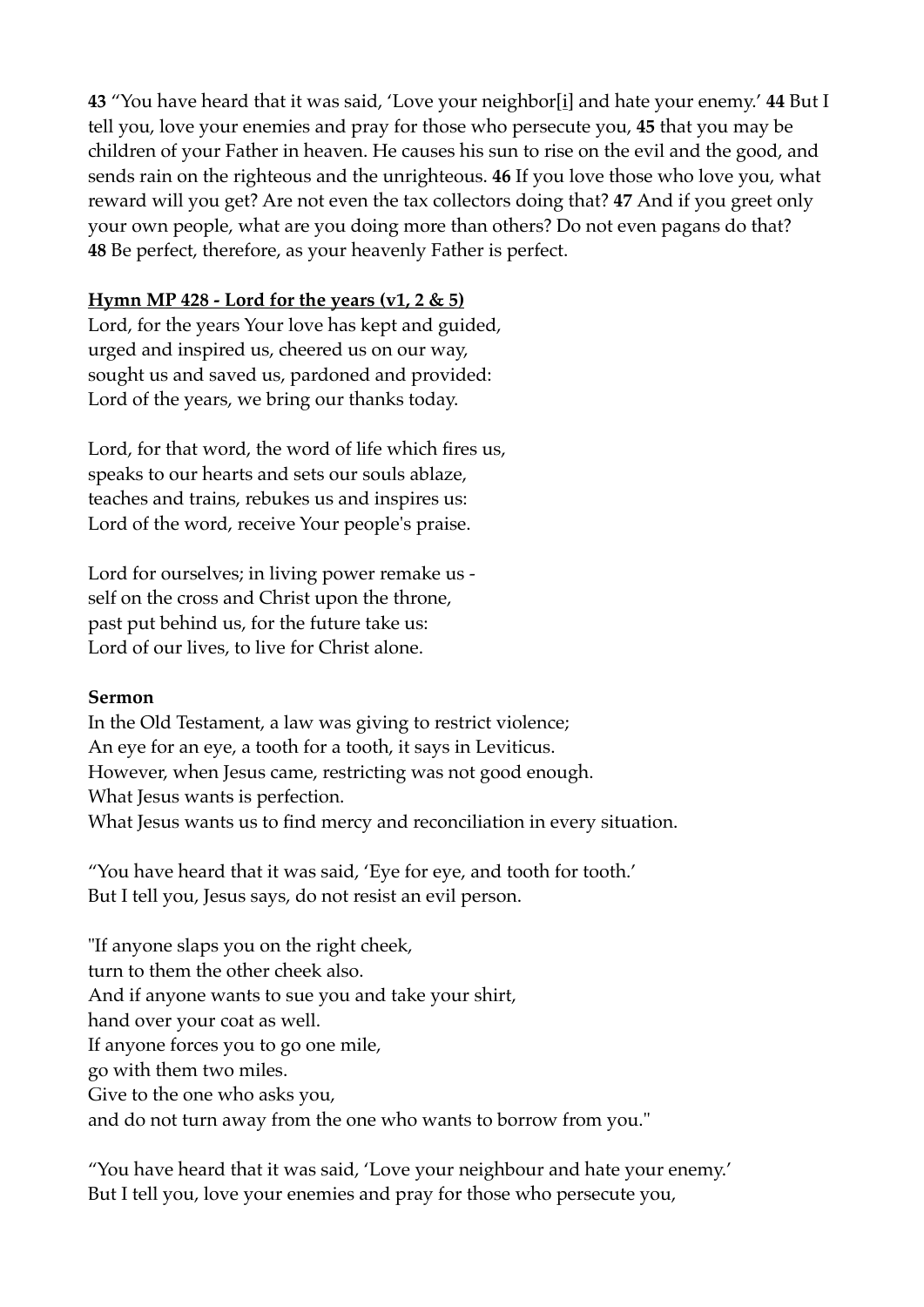**43** “You have heard that it was said, ‘Love your neighbor[i] and hate your enemy.’ **44** But I tell you, love your enemies and pray for those who persecute you, **45** that you may be children of your Father in heaven. He causes his sun to rise on the evil and the good, and sends rain on the righteous and the unrighteous. **46** If you love those who love you, what reward will you get? Are not even the tax collectors doing that? **47** And if you greet only your own people, what are you doing more than others? Do not even pagans do that? **48** Be perfect, therefore, as your heavenly Father is perfect.

**Hymn MP 428 - Lord for the years (v1, 2 & 5)**

Lord, for the years Your love has kept and guided,
urged and inspired us, cheered us on our way,
sought us and saved us, pardoned and provided:
Lord of the years, we bring our thanks today.

Lord, for that word, the word of life which fires us,
speaks to our hearts and sets our souls ablaze,
teaches and trains, rebukes us and inspires us:
Lord of the word, receive Your people's praise.

Lord for ourselves; in living power remake us -
self on the cross and Christ upon the throne,
past put behind us, for the future take us:
Lord of our lives, to live for Christ alone.

**Sermon**

In the Old Testament, a law was giving to restrict violence;
An eye for an eye, a tooth for a tooth, it says in Leviticus.
However, when Jesus came, restricting was not good enough.
What Jesus wants is perfection.
What Jesus wants us to find mercy and reconciliation in every situation.

“You have heard that it was said, ‘Eye for eye, and tooth for tooth.’
But I tell you, Jesus says, do not resist an evil person.

"If anyone slaps you on the right cheek,
turn to them the other cheek also.
And if anyone wants to sue you and take your shirt,
hand over your coat as well.
If anyone forces you to go one mile,
go with them two miles.
Give to the one who asks you,
and do not turn away from the one who wants to borrow from you."

“You have heard that it was said, ‘Love your neighbour and hate your enemy.’
But I tell you, love your enemies and pray for those who persecute you,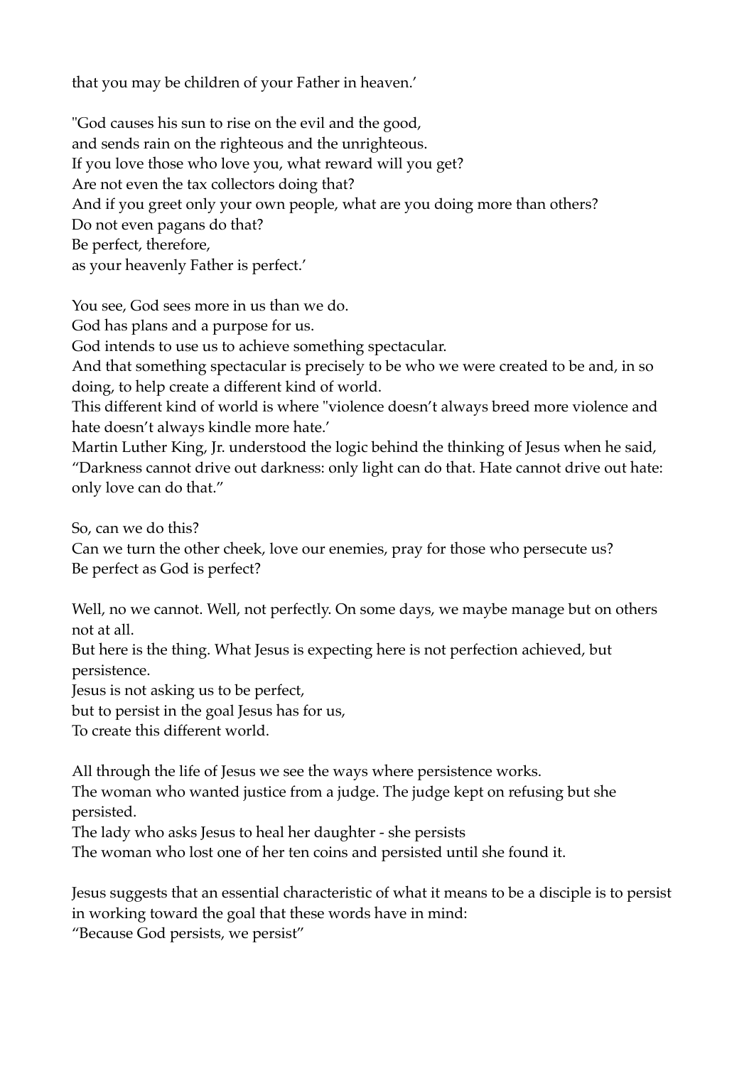that you may be children of your Father in heaven.'

"God causes his sun to rise on the evil and the good,
and sends rain on the righteous and the unrighteous.
If you love those who love you, what reward will you get?
Are not even the tax collectors doing that?
And if you greet only your own people, what are you doing more than others?
Do not even pagans do that?
Be perfect, therefore,
as your heavenly Father is perfect.'

You see, God sees more in us than we do.
God has plans and a purpose for us.
God intends to use us to achieve something spectacular.
And that something spectacular is precisely to be who we were created to be and, in so doing, to help create a different kind of world.
This different kind of world is where "violence doesn't always breed more violence and hate doesn't always kindle more hate.'
Martin Luther King, Jr. understood the logic behind the thinking of Jesus when he said, "Darkness cannot drive out darkness: only light can do that. Hate cannot drive out hate: only love can do that."

So, can we do this?
Can we turn the other cheek, love our enemies, pray for those who persecute us?
Be perfect as God is perfect?

Well, no we cannot. Well, not perfectly. On some days, we maybe manage but on others not at all.
But here is the thing. What Jesus is expecting here is not perfection achieved, but persistence.
Jesus is not asking us to be perfect,
but to persist in the goal Jesus has for us,
To create this different world.

All through the life of Jesus we see the ways where persistence works.
The woman who wanted justice from a judge. The judge kept on refusing but she persisted.
The lady who asks Jesus to heal her daughter - she persists
The woman who lost one of her ten coins and persisted until she found it.

Jesus suggests that an essential characteristic of what it means to be a disciple is to persist in working toward the goal that these words have in mind:
"Because God persists, we persist"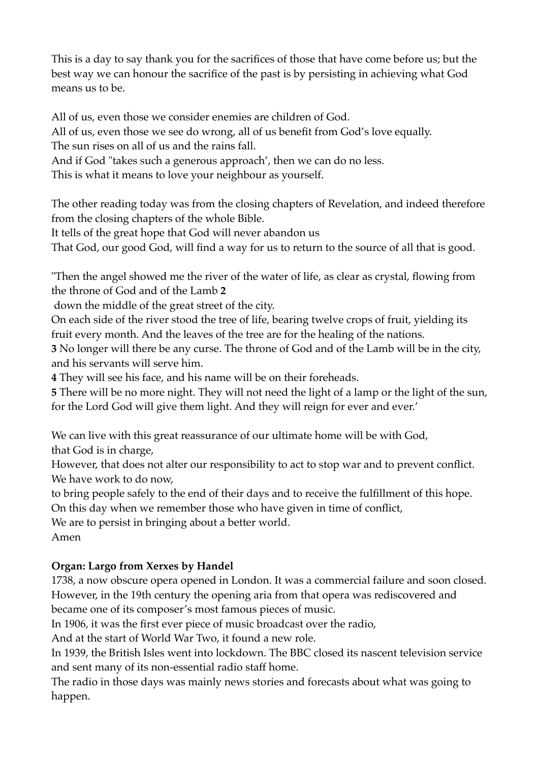This is a day to say thank you for the sacrifices of those that have come before us; but the best way we can honour the sacrifice of the past is by persisting in achieving what God means us to be.

All of us, even those we consider enemies are children of God.  
All of us, even those we see do wrong, all of us benefit from God's love equally.  
The sun rises on all of us and the rains fall.  
And if God "takes such a generous approach', then we can do no less.  
This is what it means to love your neighbour as yourself.

The other reading today was from the closing chapters of Revelation, and indeed therefore from the closing chapters of the whole Bible.  
It tells of the great hope that God will never abandon us  
That God, our good God, will find a way for us to return to the source of all that is good.

"Then the angel showed me the river of the water of life, as clear as crystal, flowing from the throne of God and of the Lamb **2**  
down the middle of the great street of the city.  
On each side of the river stood the tree of life, bearing twelve crops of fruit, yielding its fruit every month. And the leaves of the tree are for the healing of the nations.  
**3** No longer will there be any curse. The throne of God and of the Lamb will be in the city, and his servants will serve him.  
**4** They will see his face, and his name will be on their foreheads.  
**5** There will be no more night. They will not need the light of a lamp or the light of the sun, for the Lord God will give them light. And they will reign for ever and ever.'

We can live with this great reassurance of our ultimate home will be with God,  
that God is in charge,  
However, that does not alter our responsibility to act to stop war and to prevent conflict.  
We have work to do now,  
to bring people safely to the end of their days and to receive the fulfillment of this hope.  
On this day when we remember those who have given in time of conflict,  
We are to persist in bringing about a better world.  
Amen

**Organ: Largo from Xerxes by Handel**

1738, a now obscure opera opened in London. It was a commercial failure and soon closed. However, in the 19th century the opening aria from that opera was rediscovered and became one of its composer's most famous pieces of music.  
In 1906, it was the first ever piece of music broadcast over the radio,  
And at the start of World War Two, it found a new role.  
In 1939, the British Isles went into lockdown. The BBC closed its nascent television service and sent many of its non-essential radio staff home.  
The radio in those days was mainly news stories and forecasts about what was going to happen.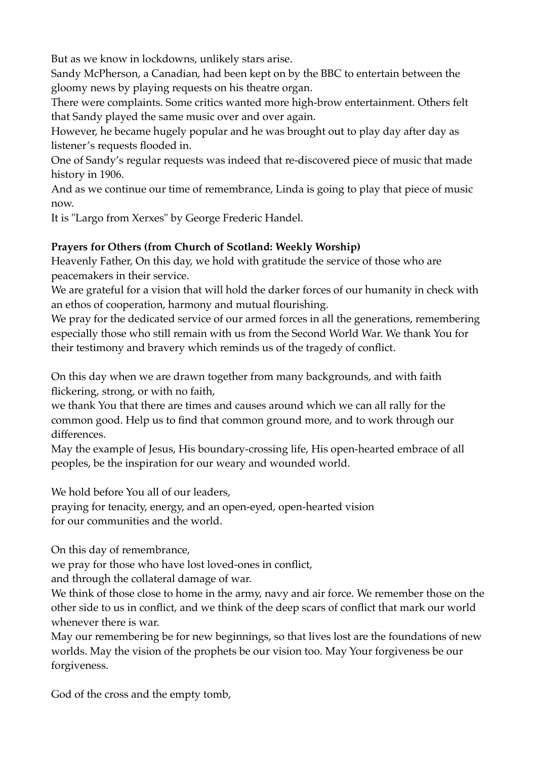But as we know in lockdowns, unlikely stars arise.

Sandy McPherson, a Canadian, had been kept on by the BBC to entertain between the gloomy news by playing requests on his theatre organ.

There were complaints. Some critics wanted more high-brow entertainment. Others felt that Sandy played the same music over and over again.

However, he became hugely popular and he was brought out to play day after day as listener's requests flooded in.

One of Sandy's regular requests was indeed that re-discovered piece of music that made history in 1906.

And as we continue our time of remembrance, Linda is going to play that piece of music now.

It is "Largo from Xerxes" by George Frederic Handel.

**Prayers for Others (from Church of Scotland: Weekly Worship)**

Heavenly Father, On this day, we hold with gratitude the service of those who are peacemakers in their service.

We are grateful for a vision that will hold the darker forces of our humanity in check with an ethos of cooperation, harmony and mutual flourishing.

We pray for the dedicated service of our armed forces in all the generations, remembering especially those who still remain with us from the Second World War. We thank You for their testimony and bravery which reminds us of the tragedy of conflict.

On this day when we are drawn together from many backgrounds, and with faith flickering, strong, or with no faith,
we thank You that there are times and causes around which we can all rally for the common good. Help us to find that common ground more, and to work through our differences.
May the example of Jesus, His boundary-crossing life, His open-hearted embrace of all peoples, be the inspiration for our weary and wounded world.

We hold before You all of our leaders,
praying for tenacity, energy, and an open-eyed, open-hearted vision
for our communities and the world.

On this day of remembrance,
we pray for those who have lost loved-ones in conflict,
and through the collateral damage of war.
We think of those close to home in the army, navy and air force. We remember those on the other side to us in conflict, and we think of the deep scars of conflict that mark our world whenever there is war.
May our remembering be for new beginnings, so that lives lost are the foundations of new worlds. May the vision of the prophets be our vision too. May Your forgiveness be our forgiveness.

God of the cross and the empty tomb,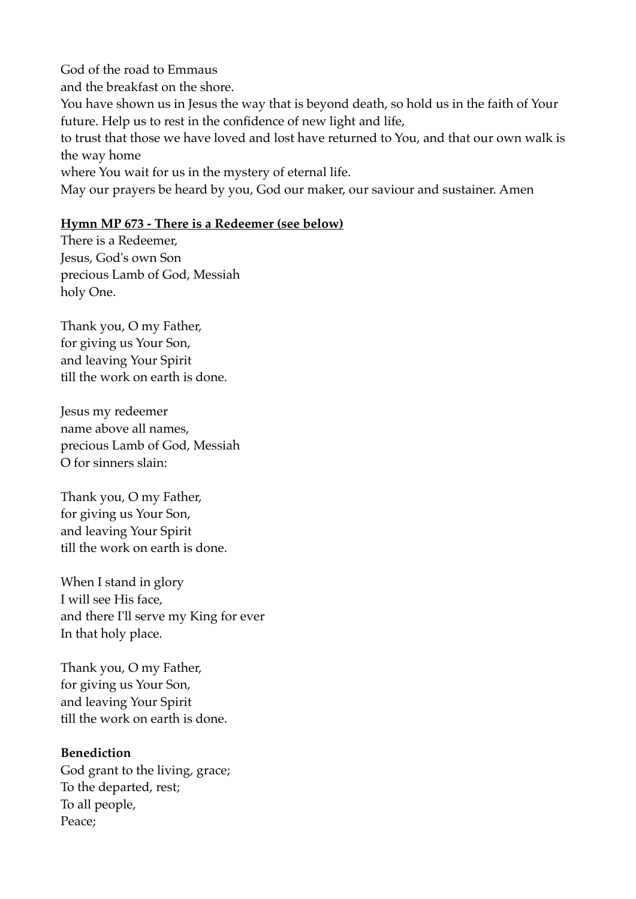God of the road to Emmaus
and the breakfast on the shore.
You have shown us in Jesus the way that is beyond death, so hold us in the faith of Your future. Help us to rest in the confidence of new light and life,
to trust that those we have loved and lost have returned to You, and that our own walk is the way home
where You wait for us in the mystery of eternal life.
May our prayers be heard by you, God our maker, our saviour and sustainer. Amen

**<u>Hymn MP 673 - There is a Redeemer (see below)</u>**

There is a Redeemer,
Jesus, God's own Son
precious Lamb of God, Messiah
holy One.

Thank you, O my Father,
for giving us Your Son,
and leaving Your Spirit
till the work on earth is done.

Jesus my redeemer
name above all names,
precious Lamb of God, Messiah
O for sinners slain:

Thank you, O my Father,
for giving us Your Son,
and leaving Your Spirit
till the work on earth is done.

When I stand in glory
I will see His face,
and there I'll serve my King for ever
In that holy place.

Thank you, O my Father,
for giving us Your Son,
and leaving Your Spirit
till the work on earth is done.

**Benediction**

God grant to the living, grace;
To the departed, rest;
To all people,
Peace;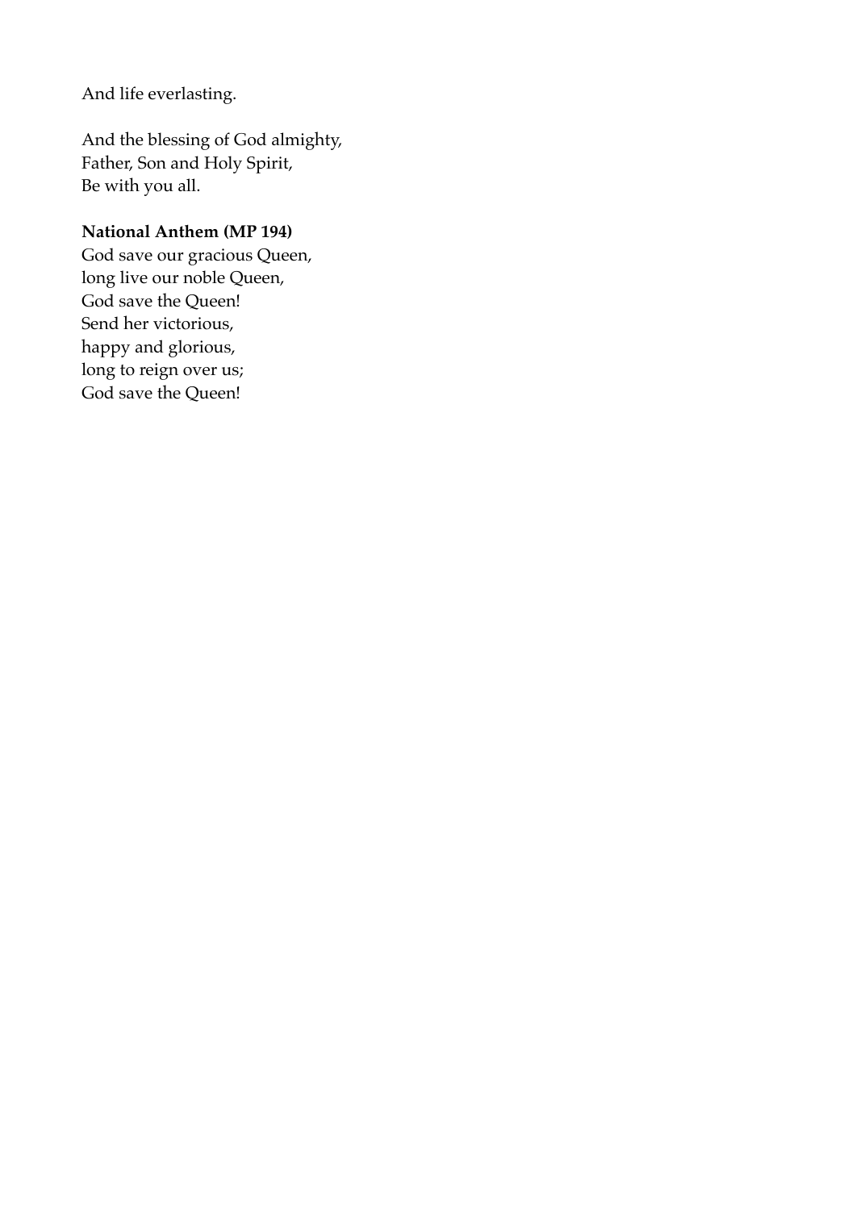And life everlasting.

And the blessing of God almighty,
Father, Son and Holy Spirit,
Be with you all.

**National Anthem (MP 194)**
God save our gracious Queen,
long live our noble Queen,
God save the Queen!
Send her victorious,
happy and glorious,
long to reign over us;
God save the Queen!